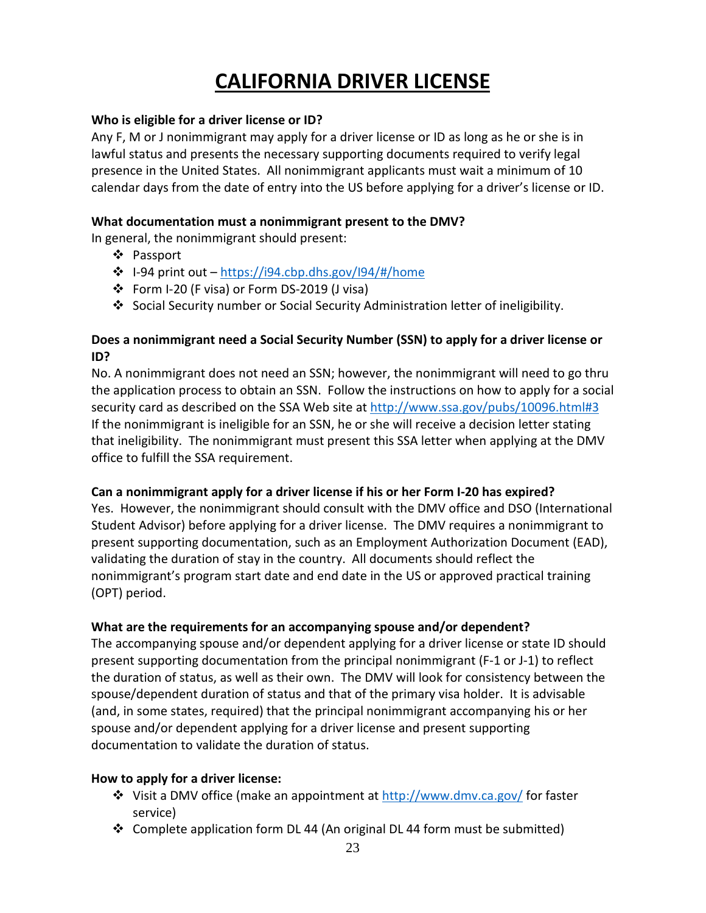# CALIFORNIA DRIVER LICENSE

**Who is eligible for a driver license or ID?**

Any F, M or J nonimmigrant may apply for a driver license or ID as long as he or she is in lawful status and presents the necessary supporting documents required to verify legal presence in the United States. All nonimmigrant applicants must wait a minimum of 10 calendar days from the date of entry into the US before applying for a driver's license or ID.

**What documentation must a nonimmigrant present to the DMV?**

In general, the nonimmigrant should present:

- Passport
- I-94 print out – https://i94.cbp.dhs.gov/I94/#/home
- Form I-20 (F visa) or Form DS-2019 (J visa)
- Social Security number or Social Security Administration letter of ineligibility.

**Does a nonimmigrant need a Social Security Number (SSN) to apply for a driver license or ID?**

No. A nonimmigrant does not need an SSN; however, the nonimmigrant will need to go thru the application process to obtain an SSN. Follow the instructions on how to apply for a social security card as described on the SSA Web site at http://www.ssa.gov/pubs/10096.html#3 If the nonimmigrant is ineligible for an SSN, he or she will receive a decision letter stating that ineligibility. The nonimmigrant must present this SSA letter when applying at the DMV office to fulfill the SSA requirement.

**Can a nonimmigrant apply for a driver license if his or her Form I-20 has expired?**

Yes. However, the nonimmigrant should consult with the DMV office and DSO (International Student Advisor) before applying for a driver license. The DMV requires a nonimmigrant to present supporting documentation, such as an Employment Authorization Document (EAD), validating the duration of stay in the country. All documents should reflect the nonimmigrant's program start date and end date in the US or approved practical training (OPT) period.

**What are the requirements for an accompanying spouse and/or dependent?**

The accompanying spouse and/or dependent applying for a driver license or state ID should present supporting documentation from the principal nonimmigrant (F-1 or J-1) to reflect the duration of status, as well as their own. The DMV will look for consistency between the spouse/dependent duration of status and that of the primary visa holder. It is advisable (and, in some states, required) that the principal nonimmigrant accompanying his or her spouse and/or dependent applying for a driver license and present supporting documentation to validate the duration of status.

**How to apply for a driver license:**

- Visit a DMV office (make an appointment at http://www.dmv.ca.gov/ for faster service)
- Complete application form DL 44 (An original DL 44 form must be submitted)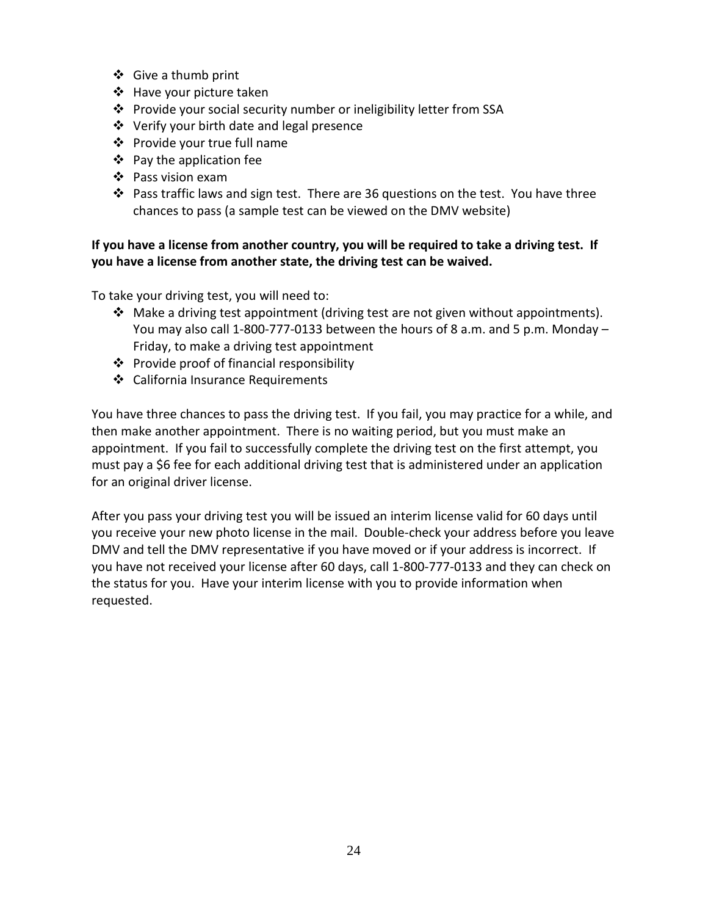- Give a thumb print
- Have your picture taken
- Provide your social security number or ineligibility letter from SSA
- Verify your birth date and legal presence
- Provide your true full name
- Pay the application fee
- Pass vision exam
- Pass traffic laws and sign test. There are 36 questions on the test. You have three chances to pass (a sample test can be viewed on the DMV website)

**If you have a license from another country, you will be required to take a driving test. If you have a license from another state, the driving test can be waived.**

To take your driving test, you will need to:

- Make a driving test appointment (driving test are not given without appointments). You may also call 1-800-777-0133 between the hours of 8 a.m. and 5 p.m. Monday – Friday, to make a driving test appointment
- Provide proof of financial responsibility
- California Insurance Requirements

You have three chances to pass the driving test. If you fail, you may practice for a while, and then make another appointment. There is no waiting period, but you must make an appointment. If you fail to successfully complete the driving test on the first attempt, you must pay a $6 fee for each additional driving test that is administered under an application for an original driver license.

After you pass your driving test you will be issued an interim license valid for 60 days until you receive your new photo license in the mail. Double-check your address before you leave DMV and tell the DMV representative if you have moved or if your address is incorrect. If you have not received your license after 60 days, call 1-800-777-0133 and they can check on the status for you. Have your interim license with you to provide information when requested.